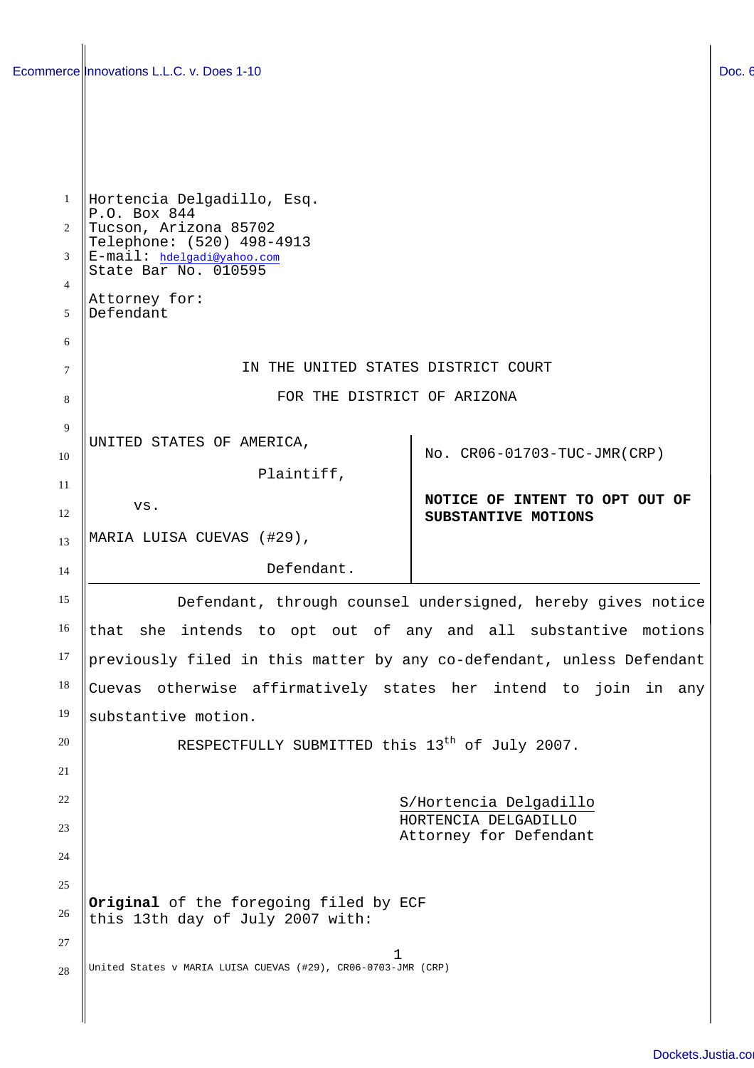Hortencia Delgadillo, Esq.
P.O. Box 844
Tucson, Arizona 85702
Telephone: (520) 498-4913
E-mail: hdelgadi@yahoo.com
State Bar No. 010595

Attorney for:
Defendant

IN THE UNITED STATES DISTRICT COURT

FOR THE DISTRICT OF ARIZONA

| | |
|---|---|
| UNITED STATES OF AMERICA, Plaintiff, vs. MARIA LUISA CUEVAS (#29), Defendant. | No. CR06-01703-TUC-JMR(CRP) **NOTICE OF INTENT TO OPT OUT OF SUBSTANTIVE MOTIONS** |

Defendant, through counsel undersigned, hereby gives notice that she intends to opt out of any and all substantive motions previously filed in this matter by any co-defendant, unless Defendant Cuevas otherwise affirmatively states her intend to join in any substantive motion.

RESPECTFULLY SUBMITTED this 13th of July 2007.

S/Hortencia Delgadillo
HORTENCIA DELGADILLO
Attorney for Defendant

**Original** of the foregoing filed by ECF
this 13th day of July 2007 with: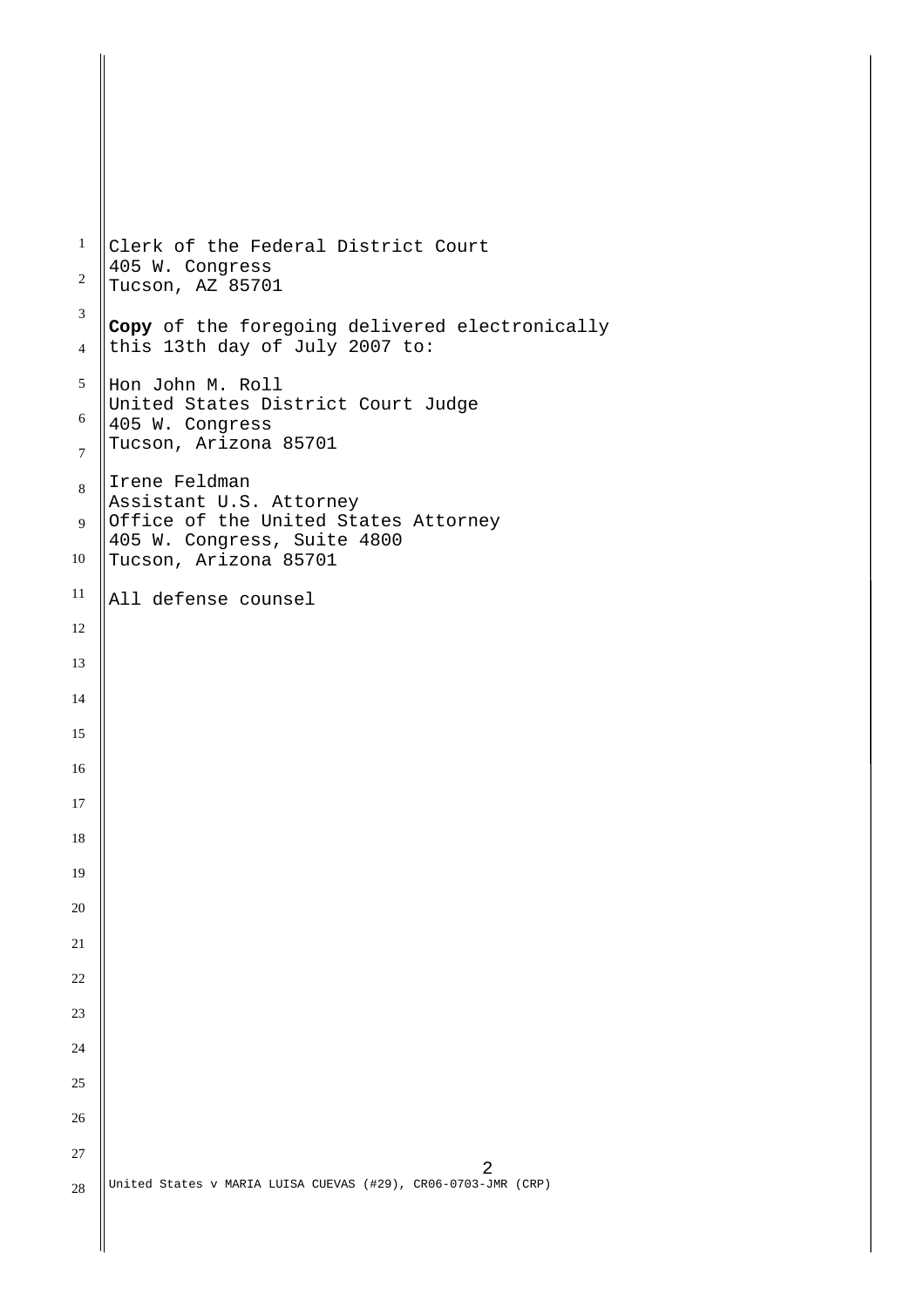Clerk of the Federal District Court
405 W. Congress
Tucson, AZ 85701

**Copy** of the foregoing delivered electronically
this 13th day of July 2007 to:

Hon John M. Roll
United States District Court Judge
405 W. Congress
Tucson, Arizona 85701

Irene Feldman
Assistant U.S. Attorney
Office of the United States Attorney
405 W. Congress, Suite 4800
Tucson, Arizona 85701

All defense counsel